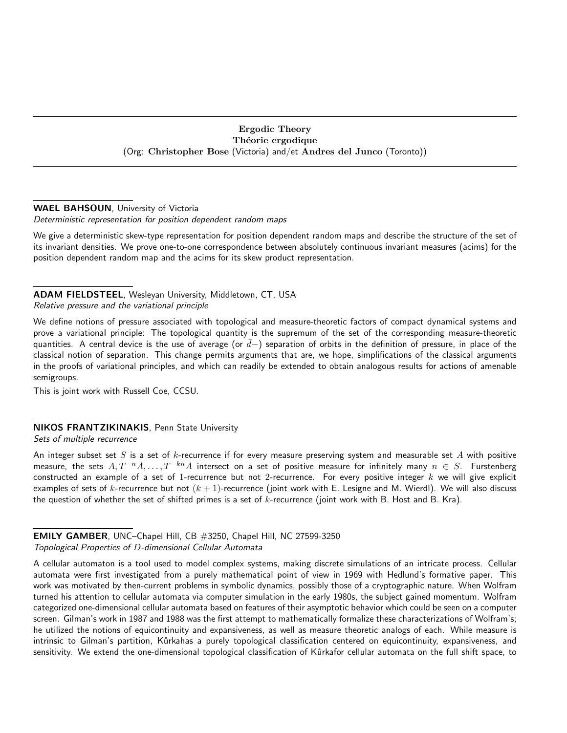## Ergodic Theory
## Théorie ergodique
(Org: **Christopher Bose** (Victoria) and/et **Andres del Junco** (Toronto))

**WAEL BAHSOUN**, University of Victoria
*Deterministic representation for position dependent random maps*

We give a deterministic skew-type representation for position dependent random maps and describe the structure of the set of its invariant densities. We prove one-to-one correspondence between absolutely continuous invariant measures (acims) for the position dependent random map and the acims for its skew product representation.

**ADAM FIELDSTEEL**, Wesleyan University, Middletown, CT, USA
*Relative pressure and the variational principle*

We define notions of pressure associated with topological and measure-theoretic factors of compact dynamical systems and prove a variational principle: The topological quantity is the supremum of the set of the corresponding measure-theoretic quantities. A central device is the use of average (or $\bar{d}-$) separation of orbits in the definition of pressure, in place of the classical notion of separation. This change permits arguments that are, we hope, simplifications of the classical arguments in the proofs of variational principles, and which can readily be extended to obtain analogous results for actions of amenable semigroups.

This is joint work with Russell Coe, CCSU.

**NIKOS FRANTZIKINAKIS**, Penn State University
*Sets of multiple recurrence*

An integer subset set $S$ is a set of $k$-recurrence if for every measure preserving system and measurable set $A$ with positive measure, the sets $A, T^{-n}A, \ldots, T^{-kn}A$ intersect on a set of positive measure for infinitely many $n \in S$. Furstenberg constructed an example of a set of 1-recurrence but not 2-recurrence. For every positive integer $k$ we will give explicit examples of sets of $k$-recurrence but not $(k+1)$-recurrence (joint work with E. Lesigne and M. Wierdl). We will also discuss the question of whether the set of shifted primes is a set of $k$-recurrence (joint work with B. Host and B. Kra).

**EMILY GAMBER**, UNC–Chapel Hill, CB #3250, Chapel Hill, NC 27599-3250
*Topological Properties of $D$-dimensional Cellular Automata*

A cellular automaton is a tool used to model complex systems, making discrete simulations of an intricate process. Cellular automata were first investigated from a purely mathematical point of view in 1969 with Hedlund's formative paper. This work was motivated by then-current problems in symbolic dynamics, possibly those of a cryptographic nature. When Wolfram turned his attention to cellular automata via computer simulation in the early 1980s, the subject gained momentum. Wolfram categorized one-dimensional cellular automata based on features of their asymptotic behavior which could be seen on a computer screen. Gilman's work in 1987 and 1988 was the first attempt to mathematically formalize these characterizations of Wolfram's; he utilized the notions of equicontinuity and expansiveness, as well as measure theoretic analogs of each. While measure is intrinsic to Gilman's partition, Kůrkahas a purely topological classification centered on equicontinuity, expansiveness, and sensitivity. We extend the one-dimensional topological classification of Kůrkafor cellular automata on the full shift space, to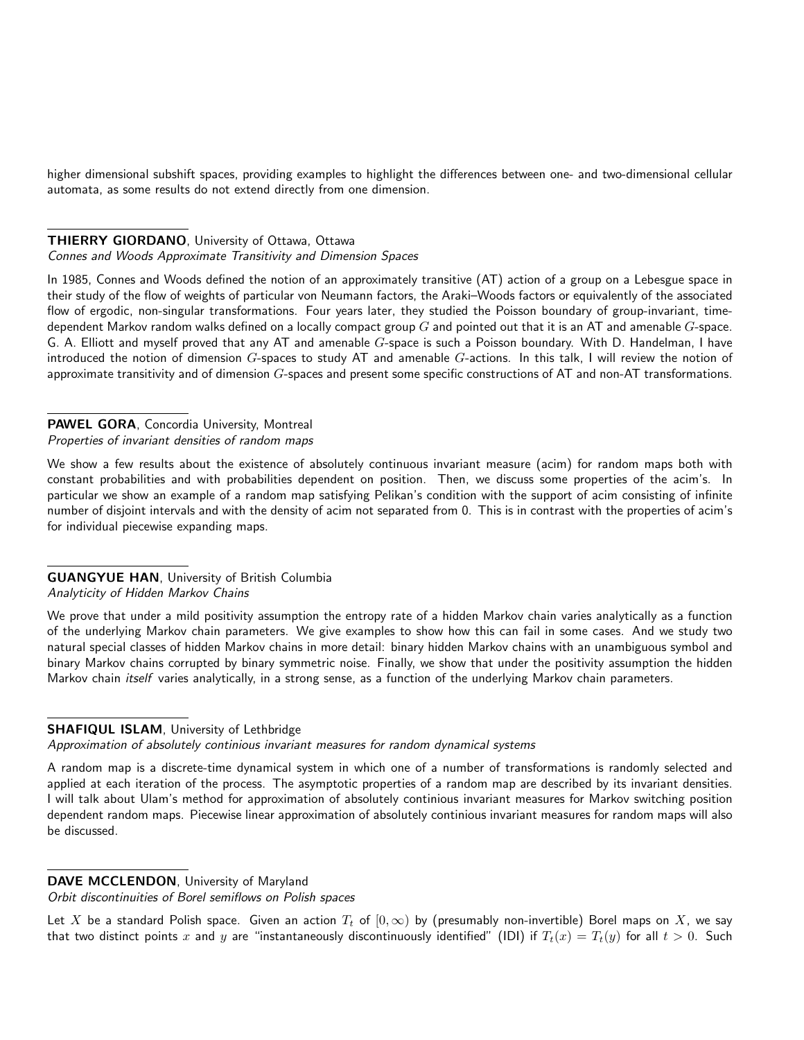higher dimensional subshift spaces, providing examples to highlight the differences between one- and two-dimensional cellular automata, as some results do not extend directly from one dimension.

**THIERRY GIORDANO**, University of Ottawa, Ottawa
*Connes and Woods Approximate Transitivity and Dimension Spaces*

In 1985, Connes and Woods defined the notion of an approximately transitive (AT) action of a group on a Lebesgue space in their study of the flow of weights of particular von Neumann factors, the Araki–Woods factors or equivalently of the associated flow of ergodic, non-singular transformations. Four years later, they studied the Poisson boundary of group-invariant, time-dependent Markov random walks defined on a locally compact group $G$ and pointed out that it is an AT and amenable $G$-space. G. A. Elliott and myself proved that any AT and amenable $G$-space is such a Poisson boundary. With D. Handelman, I have introduced the notion of dimension $G$-spaces to study AT and amenable $G$-actions. In this talk, I will review the notion of approximate transitivity and of dimension $G$-spaces and present some specific constructions of AT and non-AT transformations.

**PAWEL GORA**, Concordia University, Montreal
*Properties of invariant densities of random maps*

We show a few results about the existence of absolutely continuous invariant measure (acim) for random maps both with constant probabilities and with probabilities dependent on position. Then, we discuss some properties of the acim's. In particular we show an example of a random map satisfying Pelikan's condition with the support of acim consisting of infinite number of disjoint intervals and with the density of acim not separated from 0. This is in contrast with the properties of acim's for individual piecewise expanding maps.

**GUANGYUE HAN**, University of British Columbia
*Analyticity of Hidden Markov Chains*

We prove that under a mild positivity assumption the entropy rate of a hidden Markov chain varies analytically as a function of the underlying Markov chain parameters. We give examples to show how this can fail in some cases. And we study two natural special classes of hidden Markov chains in more detail: binary hidden Markov chains with an unambiguous symbol and binary Markov chains corrupted by binary symmetric noise. Finally, we show that under the positivity assumption the hidden Markov chain *itself* varies analytically, in a strong sense, as a function of the underlying Markov chain parameters.

**SHAFIQUL ISLAM**, University of Lethbridge
*Approximation of absolutely continious invariant measures for random dynamical systems*

A random map is a discrete-time dynamical system in which one of a number of transformations is randomly selected and applied at each iteration of the process. The asymptotic properties of a random map are described by its invariant densities. I will talk about Ulam's method for approximation of absolutely continious invariant measures for Markov switching position dependent random maps. Piecewise linear approximation of absolutely continious invariant measures for random maps will also be discussed.

**DAVE MCCLENDON**, University of Maryland
*Orbit discontinuities of Borel semiflows on Polish spaces*

Let $X$ be a standard Polish space. Given an action $T_t$ of $[0, \infty)$ by (presumably non-invertible) Borel maps on $X$, we say that two distinct points $x$ and $y$ are "instantaneously discontinuously identified" (IDI) if $T_t(x) = T_t(y)$ for all $t > 0$. Such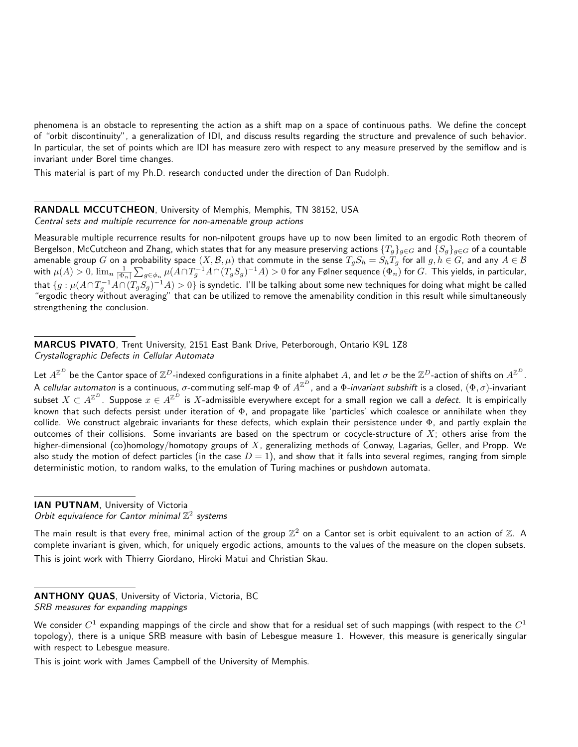phenomena is an obstacle to representing the action as a shift map on a space of continuous paths. We define the concept of "orbit discontinuity", a generalization of IDI, and discuss results regarding the structure and prevalence of such behavior. In particular, the set of points which are IDI has measure zero with respect to any measure preserved by the semiflow and is invariant under Borel time changes.

This material is part of my Ph.D. research conducted under the direction of Dan Rudolph.

---

**RANDALL MCCUTCHEON**, University of Memphis, Memphis, TN 38152, USA
*Central sets and multiple recurrence for non-amenable group actions*

Measurable multiple recurrence results for non-nilpotent groups have up to now been limited to an ergodic Roth theorem of Bergelson, McCutcheon and Zhang, which states that for any measure preserving actions $\{T_g\}_{g\in G}$ and $\{S_g\}_{g\in G}$ of a countable amenable group $G$ on a probability space $(X, \mathcal{B}, \mu)$ that commute in the sense $T_g S_h = S_h T_g$ for all $g, h \in G$, and any $A \in \mathcal{B}$ with $\mu(A) > 0$, $\lim_n \frac{1}{|\Phi_n|} \sum_{g\in\phi_n} \mu(A \cap T_g^{-1} A \cap (T_g S_g)^{-1} A) > 0$ for any Følner sequence $(\Phi_n)$ for $G$. This yields, in particular, that $\{g : \mu(A \cap T_g^{-1} A \cap (T_g S_g)^{-1} A) > 0\}$ is syndetic. I'll be talking about some new techniques for doing what might be called "ergodic theory without averaging" that can be utilized to remove the amenability condition in this result while simultaneously strengthening the conclusion.

---

**MARCUS PIVATO**, Trent University, 2151 East Bank Drive, Peterborough, Ontario K9L 1Z8
*Crystallographic Defects in Cellular Automata*

Let $A^{\mathbb{Z}^D}$ be the Cantor space of $\mathbb{Z}^D$-indexed configurations in a finite alphabet $A$, and let $\sigma$ be the $\mathbb{Z}^D$-action of shifts on $A^{\mathbb{Z}^D}$. A *cellular automaton* is a continuous, $\sigma$-commuting self-map $\Phi$ of $A^{\mathbb{Z}^D}$, and a $\Phi$-*invariant subshift* is a closed, $(\Phi, \sigma)$-invariant subset $X \subset A^{\mathbb{Z}^D}$. Suppose $x \in A^{\mathbb{Z}^D}$ is $X$-admissible everywhere except for a small region we call a *defect*. It is empirically known that such defects persist under iteration of $\Phi$, and propagate like 'particles' which coalesce or annihilate when they collide. We construct algebraic invariants for these defects, which explain their persistence under $\Phi$, and partly explain the outcomes of their collisions. Some invariants are based on the spectrum or cocycle-structure of $X$; others arise from the higher-dimensional (co)homology/homotopy groups of $X$, generalizing methods of Conway, Lagarias, Geller, and Propp. We also study the motion of defect particles (in the case $D = 1$), and show that it falls into several regimes, ranging from simple deterministic motion, to random walks, to the emulation of Turing machines or pushdown automata.

---

**IAN PUTNAM**, University of Victoria
*Orbit equivalence for Cantor minimal $\mathbb{Z}^2$ systems*

The main result is that every free, minimal action of the group $\mathbb{Z}^2$ on a Cantor set is orbit equivalent to an action of $\mathbb{Z}$. A complete invariant is given, which, for uniquely ergodic actions, amounts to the values of the measure on the clopen subsets.

This is joint work with Thierry Giordano, Hiroki Matui and Christian Skau.

---

**ANTHONY QUAS**, University of Victoria, Victoria, BC
*SRB measures for expanding mappings*

We consider $C^1$ expanding mappings of the circle and show that for a residual set of such mappings (with respect to the $C^1$ topology), there is a unique SRB measure with basin of Lebesgue measure 1. However, this measure is generically singular with respect to Lebesgue measure.

This is joint work with James Campbell of the University of Memphis.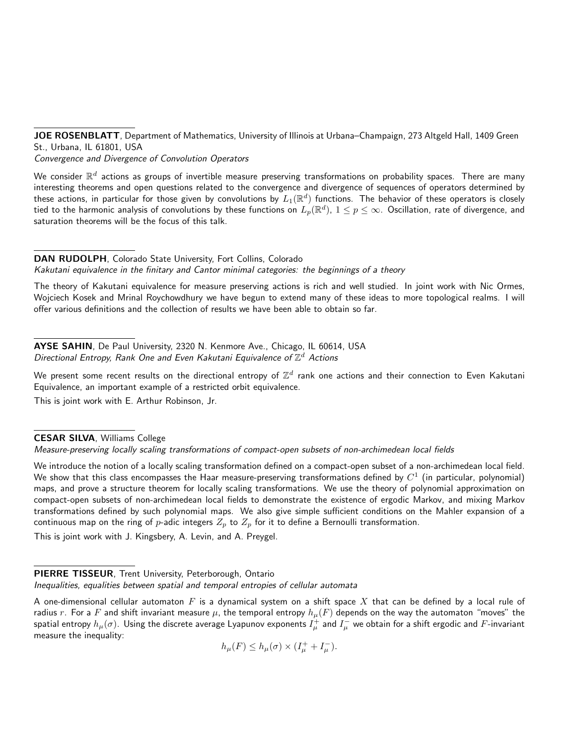**JOE ROSENBLATT**, Department of Mathematics, University of Illinois at Urbana–Champaign, 273 Altgeld Hall, 1409 Green St., Urbana, IL 61801, USA
*Convergence and Divergence of Convolution Operators*

We consider $\mathbb{R}^d$ actions as groups of invertible measure preserving transformations on probability spaces. There are many interesting theorems and open questions related to the convergence and divergence of sequences of operators determined by these actions, in particular for those given by convolutions by $L_1(\mathbb{R}^d)$ functions. The behavior of these operators is closely tied to the harmonic analysis of convolutions by these functions on $L_p(\mathbb{R}^d)$, $1 \leq p \leq \infty$. Oscillation, rate of divergence, and saturation theorems will be the focus of this talk.

**DAN RUDOLPH**, Colorado State University, Fort Collins, Colorado
*Kakutani equivalence in the finitary and Cantor minimal categories: the beginnings of a theory*

The theory of Kakutani equivalence for measure preserving actions is rich and well studied. In joint work with Nic Ormes, Wojciech Kosek and Mrinal Roychowdhury we have begun to extend many of these ideas to more topological realms. I will offer various definitions and the collection of results we have been able to obtain so far.

**AYSE SAHIN**, De Paul University, 2320 N. Kenmore Ave., Chicago, IL 60614, USA
*Directional Entropy, Rank One and Even Kakutani Equivalence of $\mathbb{Z}^d$ Actions*

We present some recent results on the directional entropy of $\mathbb{Z}^d$ rank one actions and their connection to Even Kakutani Equivalence, an important example of a restricted orbit equivalence.

This is joint work with E. Arthur Robinson, Jr.

**CESAR SILVA**, Williams College
*Measure-preserving locally scaling transformations of compact-open subsets of non-archimedean local fields*

We introduce the notion of a locally scaling transformation defined on a compact-open subset of a non-archimedean local field. We show that this class encompasses the Haar measure-preserving transformations defined by $C^1$ (in particular, polynomial) maps, and prove a structure theorem for locally scaling transformations. We use the theory of polynomial approximation on compact-open subsets of non-archimedean local fields to demonstrate the existence of ergodic Markov, and mixing Markov transformations defined by such polynomial maps. We also give simple sufficient conditions on the Mahler expansion of a continuous map on the ring of $p$-adic integers $Z_p$ to $Z_p$ for it to define a Bernoulli transformation.

This is joint work with J. Kingsbery, A. Levin, and A. Preygel.

**PIERRE TISSEUR**, Trent University, Peterborough, Ontario
*Inequalities, equalities between spatial and temporal entropies of cellular automata*

A one-dimensional cellular automaton $F$ is a dynamical system on a shift space $X$ that can be defined by a local rule of radius $r$. For a $F$ and shift invariant measure $\mu$, the temporal entropy $h_\mu(F)$ depends on the way the automaton "moves" the spatial entropy $h_\mu(\sigma)$. Using the discrete average Lyapunov exponents $I_\mu^+$ and $I_\mu^-$ we obtain for a shift ergodic and $F$-invariant measure the inequality:

$$h_\mu(F) \leq h_\mu(\sigma) \times (I_\mu^+ + I_\mu^-).$$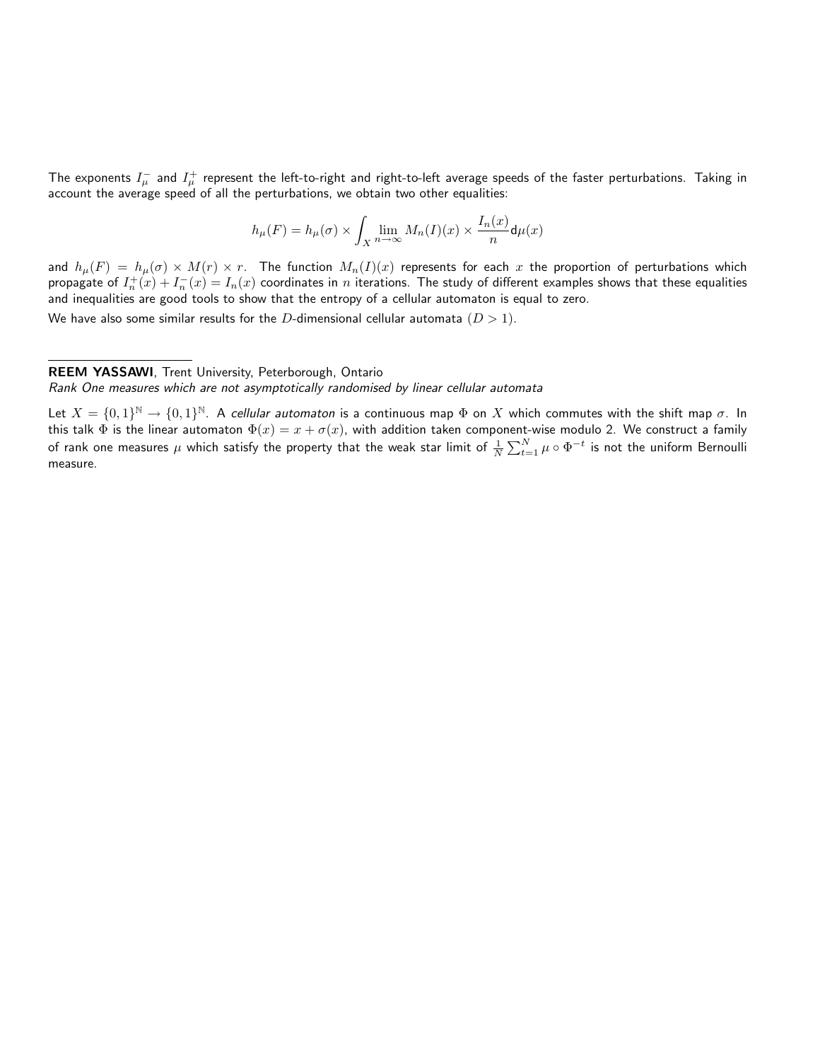The exponents $I_\mu^-$ and $I_\mu^+$ represent the left-to-right and right-to-left average speeds of the faster perturbations. Taking in account the average speed of all the perturbations, we obtain two other equalities:

$$h_\mu(F) = h_\mu(\sigma) \times \int_X \lim_{n\to\infty} M_n(I)(x) \times \frac{I_n(x)}{n} \mathrm{d}\mu(x)$$

and $h_\mu(F) = h_\mu(\sigma) \times M(r) \times r$. The function $M_n(I)(x)$ represents for each $x$ the proportion of perturbations which propagate of $I_n^+(x) + I_n^-(x) = I_n(x)$ coordinates in $n$ iterations. The study of different examples shows that these equalities and inequalities are good tools to show that the entropy of a cellular automaton is equal to zero.

We have also some similar results for the $D$-dimensional cellular automata $(D > 1)$.

---

**REEM YASSAWI**, Trent University, Peterborough, Ontario
*Rank One measures which are not asymptotically randomised by linear cellular automata*

Let $X = \{0,1\}^{\mathbb{N}} \to \{0,1\}^{\mathbb{N}}$. A *cellular automaton* is a continuous map $\Phi$ on $X$ which commutes with the shift map $\sigma$. In this talk $\Phi$ is the linear automaton $\Phi(x) = x + \sigma(x)$, with addition taken component-wise modulo 2. We construct a family of rank one measures $\mu$ which satisfy the property that the weak star limit of $\frac{1}{N}\sum_{t=1}^{N} \mu \circ \Phi^{-t}$ is not the uniform Bernoulli measure.